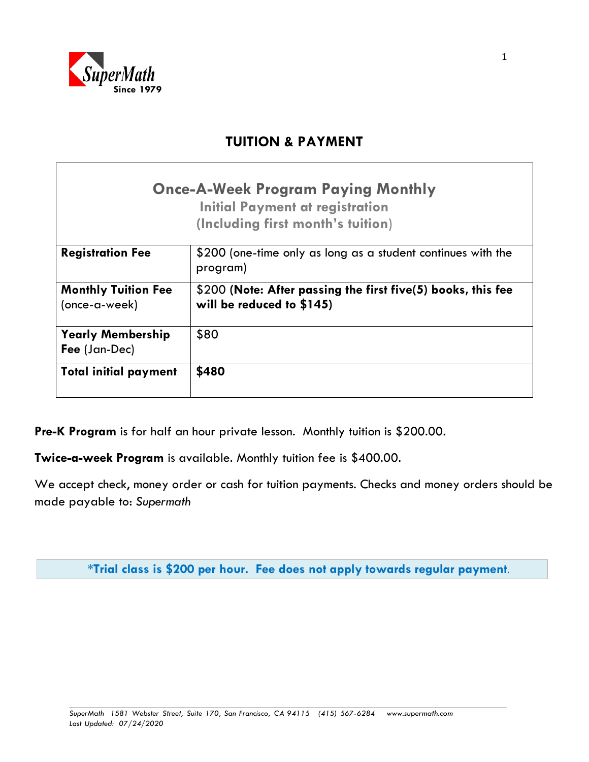SuperMath
Since 1979

# TUITION & PAYMENT

| Once-A-Week Program Paying Monthly<br>Initial Payment at registration<br>(Including first month's tuition) | |
|---|---|
| **Registration Fee** | $200 (one-time only as long as a student continues with the program) |
| **Monthly Tuition Fee** (once-a-week) | $200 (**Note: After passing the first five(5) books, this fee will be reduced to $145**) |
| **Yearly Membership Fee** (Jan-Dec) | $80 |
| **Total initial payment** | **$480** |

**Pre-K Program** is for half an hour private lesson. Monthly tuition is $200.00.

**Twice-a-week Program** is available. Monthly tuition fee is $400.00.

We accept check, money order or cash for tuition payments. Checks and money orders should be made payable to: *Supermath*

**\*Trial class is $200 per hour. Fee does not apply towards regular payment.**

*SuperMath 1581 Webster Street, Suite 170, San Francisco, CA 94115 (415) 567-6284 www.supermath.com*
*Last Updated: 07/24/2020*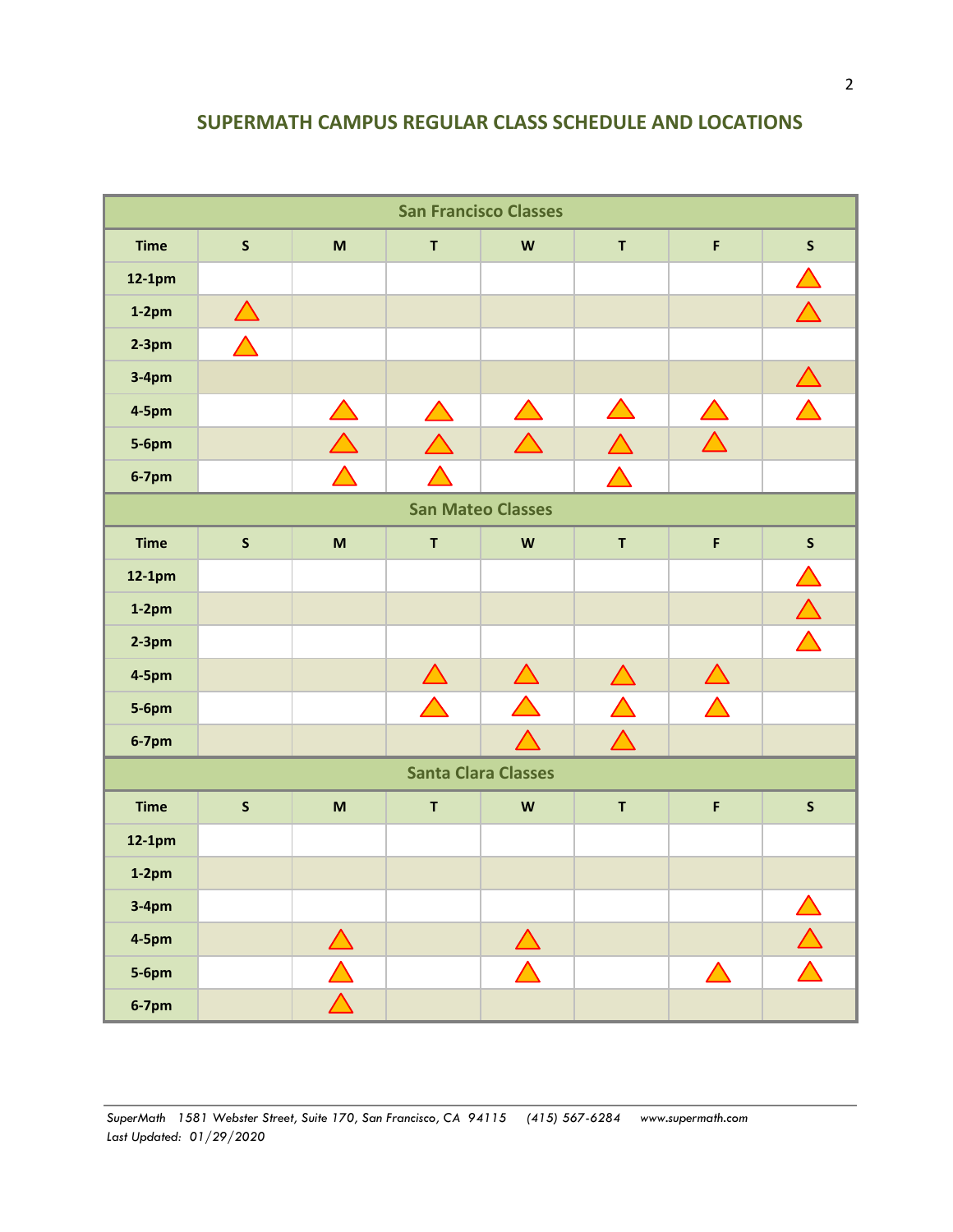## SUPERMATH CAMPUS REGULAR CLASS SCHEDULE AND LOCATIONS

| San Francisco Classes | | | | | | | |
|---|---|---|---|---|---|---|---|
| **Time** | **S** | **M** | **T** | **W** | **T** | **F** | **S** |
| **12-1pm** | | | | | | | ▲ |
| **1-2pm** | ▲ | | | | | | ▲ |
| **2-3pm** | ▲ | | | | | | |
| **3-4pm** | | | | | | | ▲ |
| **4-5pm** | | ▲ | ▲ | ▲ | ▲ | ▲ | ▲ |
| **5-6pm** | | ▲ | ▲ | ▲ | ▲ | ▲ | |
| **6-7pm** | | ▲ | ▲ | | ▲ | | |

| San Mateo Classes | | | | | | | |
|---|---|---|---|---|---|---|---|
| **Time** | **S** | **M** | **T** | **W** | **T** | **F** | **S** |
| **12-1pm** | | | | | | | ▲ |
| **1-2pm** | | | | | | | ▲ |
| **2-3pm** | | | | | | | ▲ |
| **4-5pm** | | | ▲ | ▲ | ▲ | ▲ | |
| **5-6pm** | | | ▲ | ▲ | ▲ | ▲ | |
| **6-7pm** | | | | ▲ | ▲ | | |

| Santa Clara Classes | | | | | | | |
|---|---|---|---|---|---|---|---|
| **Time** | **S** | **M** | **T** | **W** | **T** | **F** | **S** |
| **12-1pm** | | | | | | | |
| **1-2pm** | | | | | | | |
| **3-4pm** | | | | | | | ▲ |
| **4-5pm** | | ▲ | | ▲ | | | ▲ |
| **5-6pm** | | ▲ | | ▲ | | ▲ | ▲ |
| **6-7pm** | | ▲ | | | | | |

*SuperMath 1581 Webster Street, Suite 170, San Francisco, CA 94115 (415) 567-6284 www.supermath.com*
*Last Updated: 01/29/2020*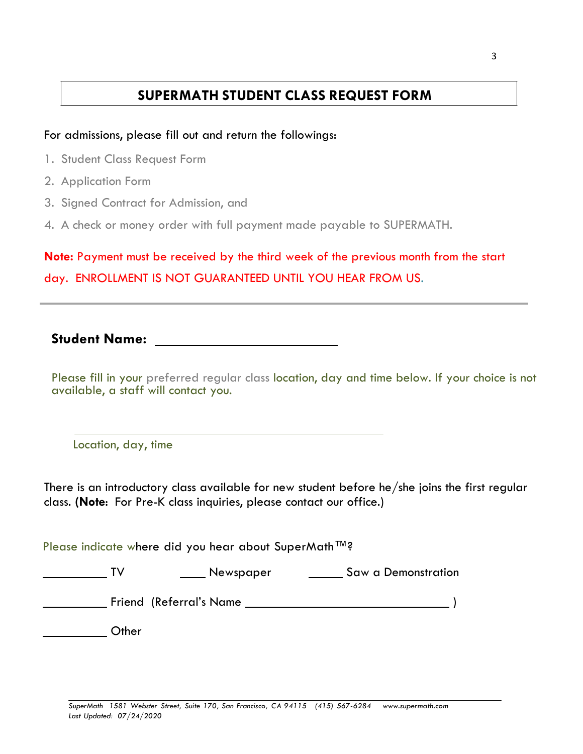## SUPERMATH STUDENT CLASS REQUEST FORM

For admissions, please fill out and return the followings:

1. Student Class Request Form
2. Application Form
3. Signed Contract for Admission, and
4. A check or money order with full payment made payable to SUPERMATH.

**Note:** Payment must be received by the third week of the previous month from the start day. ENROLLMENT IS NOT GUARANTEED UNTIL YOU HEAR FROM US.

---

**Student Name:** ___________________________

Please fill in your preferred regular class location, day and time below. If your choice is not available, a staff will contact you.

______________________________________________

Location, day, time

There is an introductory class available for new student before he/she joins the first regular class. (**Note**: For Pre-K class inquiries, please contact our office.)

Please indicate where did you hear about SuperMath™?

__________ TV ____ Newspaper _____ Saw a Demonstration

__________ Friend (Referral's Name ________________________________ )

__________ Other

*SuperMath 1581 Webster Street, Suite 170, San Francisco, CA 94115 (415) 567-6284 www.supermath.com*
*Last Updated: 07/24/2020*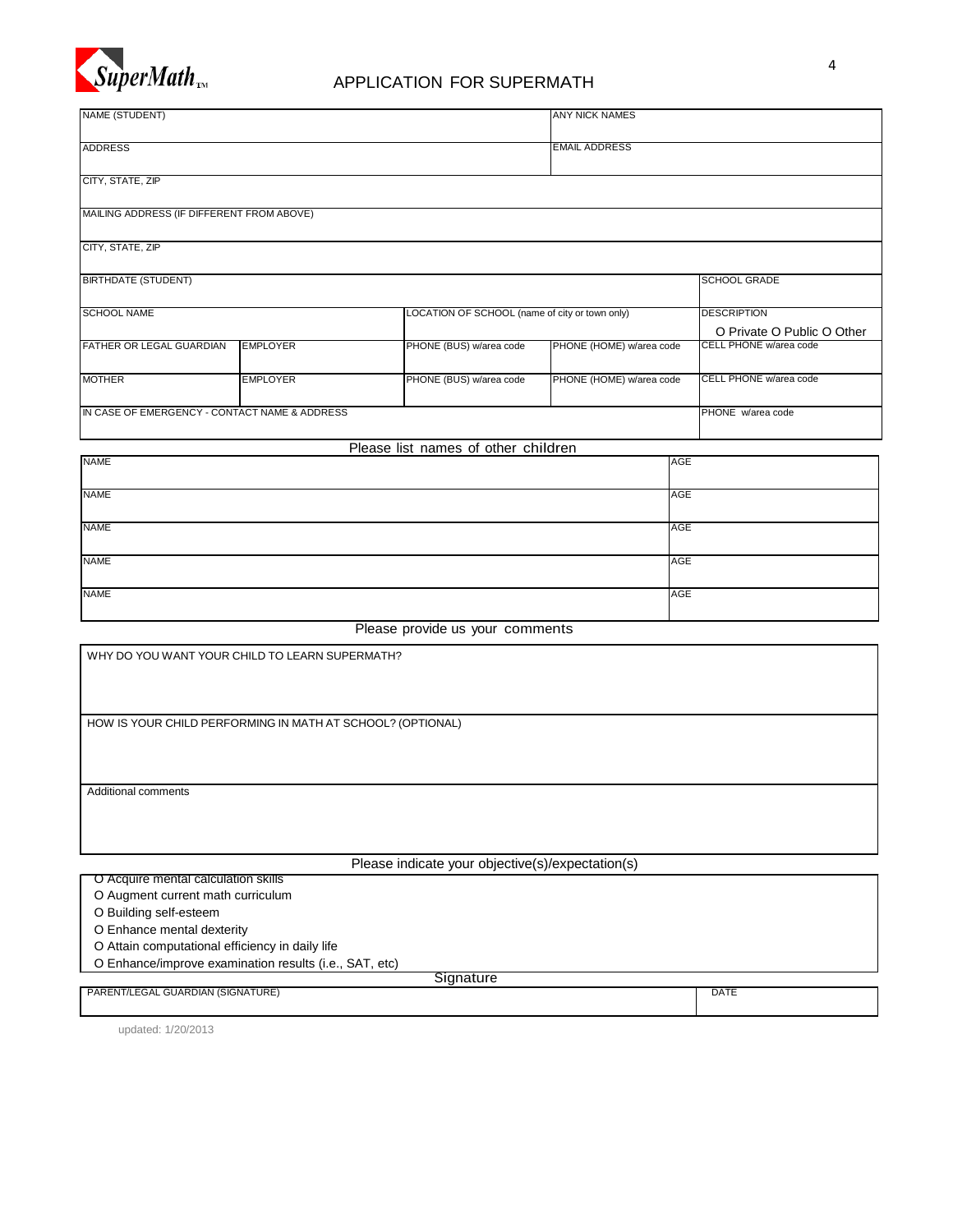SuperMath™

# APPLICATION FOR SUPERMATH

| NAME (STUDENT) | | | ANY NICK NAMES | |
|---|---|---|---|---|
| ADDRESS | | | EMAIL ADDRESS | |
| CITY, STATE, ZIP | | | | |
| MAILING ADDRESS (IF DIFFERENT FROM ABOVE) | | | | |
| CITY, STATE, ZIP | | | | |
| BIRTHDATE (STUDENT) | | | | SCHOOL GRADE |
| SCHOOL NAME | | LOCATION OF SCHOOL (name of city or town only) | | DESCRIPTION<br>O Private O Public O Other |
| FATHER OR LEGAL GUARDIAN | EMPLOYER | PHONE (BUS) w/area code | PHONE (HOME) w/area code | CELL PHONE w/area code |
| MOTHER | EMPLOYER | PHONE (BUS) w/area code | PHONE (HOME) w/area code | CELL PHONE w/area code |
| IN CASE OF EMERGENCY - CONTACT NAME & ADDRESS | | | | PHONE w/area code |

## Please list names of other children

| NAME | AGE |
|---|---|
| NAME | AGE |
| NAME | AGE |
| NAME | AGE |
| NAME | AGE |

## Please provide us your comments

WHY DO YOU WANT YOUR CHILD TO LEARN SUPERMATH?

HOW IS YOUR CHILD PERFORMING IN MATH AT SCHOOL? (OPTIONAL)

Additional comments

## Please indicate your objective(s)/expectation(s)

- O Acquire mental calculation skills
- O Augment current math curriculum
- O Building self-esteem
- O Enhance mental dexterity
- O Attain computational efficiency in daily life
- O Enhance/improve examination results (i.e., SAT, etc)

## Signature

| PARENT/LEGAL GUARDIAN (SIGNATURE) | DATE |
|---|---|

updated: 1/20/2013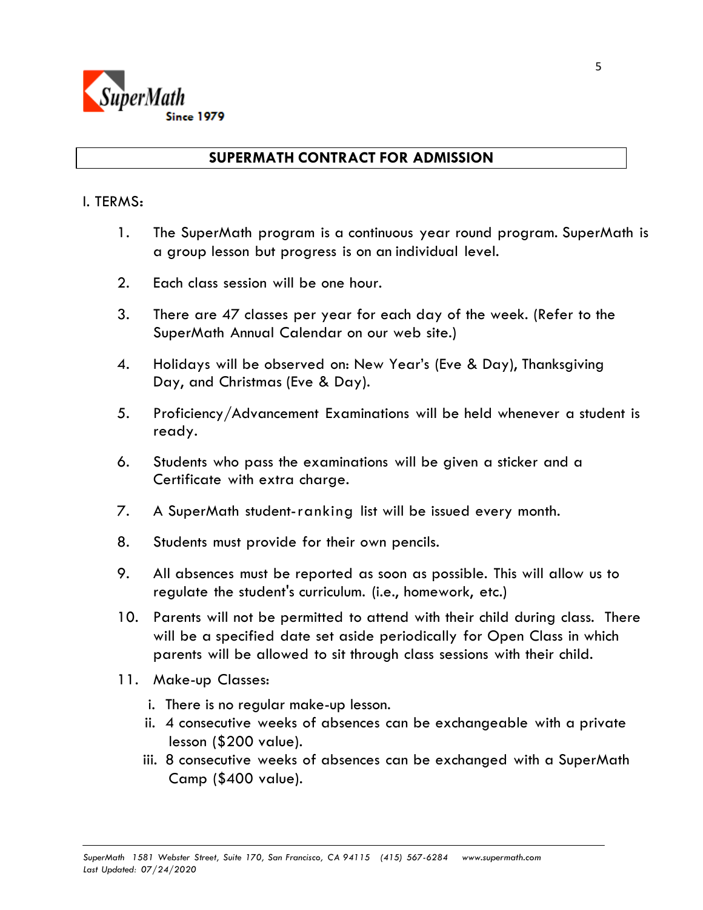SuperMath
Since 1979

# SUPERMATH CONTRACT FOR ADMISSION

I. TERMS:

1. The SuperMath program is a continuous year round program. SuperMath is a group lesson but progress is on an individual level.

2. Each class session will be one hour.

3. There are 47 classes per year for each day of the week. (Refer to the SuperMath Annual Calendar on our web site.)

4. Holidays will be observed on: New Year's (Eve & Day), Thanksgiving Day, and Christmas (Eve & Day).

5. Proficiency/Advancement Examinations will be held whenever a student is ready.

6. Students who pass the examinations will be given a sticker and a Certificate with extra charge.

7. A SuperMath student-ranking list will be issued every month.

8. Students must provide for their own pencils.

9. All absences must be reported as soon as possible. This will allow us to regulate the student's curriculum. (i.e., homework, etc.)

10. Parents will not be permitted to attend with their child during class. There will be a specified date set aside periodically for Open Class in which parents will be allowed to sit through class sessions with their child.

11. Make-up Classes:
    - i. There is no regular make-up lesson.
    - ii. 4 consecutive weeks of absences can be exchangeable with a private lesson ($200 value).
    - iii. 8 consecutive weeks of absences can be exchanged with a SuperMath Camp ($400 value).

*SuperMath 1581 Webster Street, Suite 170, San Francisco, CA 94115 (415) 567-6284 www.supermath.com*
*Last Updated: 07/24/2020*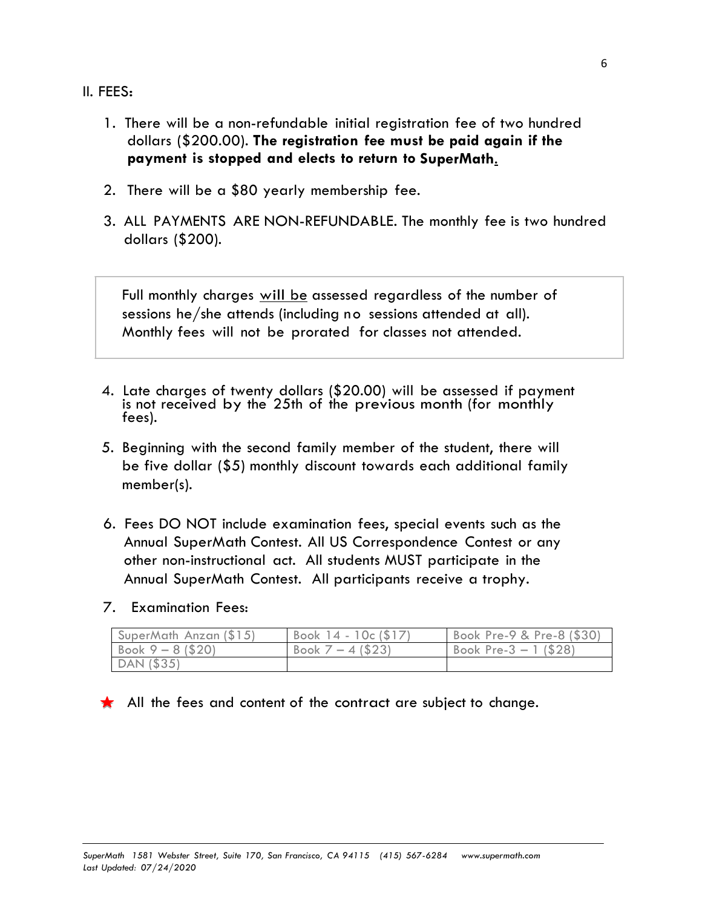## II. FEES:

1. There will be a non-refundable initial registration fee of two hundred dollars ($200.00). **The registration fee must be paid again if the payment is stopped and elects to return to SuperMath.**

2. There will be a $80 yearly membership fee.

3. ALL PAYMENTS ARE NON-REFUNDABLE. The monthly fee is two hundred dollars ($200).

> Full monthly charges <u>will be</u> assessed regardless of the number of sessions he/she attends (including no sessions attended at all). Monthly fees will not be prorated for classes not attended.

4. Late charges of twenty dollars ($20.00) will be assessed if payment is not received by the 25th of the previous month (for monthly fees).

5. Beginning with the second family member of the student, there will be five dollar ($5) monthly discount towards each additional family member(s).

6. Fees DO NOT include examination fees, special events such as the Annual SuperMath Contest. All US Correspondence Contest or any other non-instructional act. All students MUST participate in the Annual SuperMath Contest. All participants receive a trophy.

7. Examination Fees:

| SuperMath Anzan ($15) | Book 14 - 10c ($17) | Book Pre-9 & Pre-8 ($30) |
|---|---|---|
| Book 9 – 8 ($20) | Book 7 – 4 ($23) | Book Pre-3 – 1 ($28) |
| DAN ($35) | | |

★ All the fees and content of the contract are subject to change.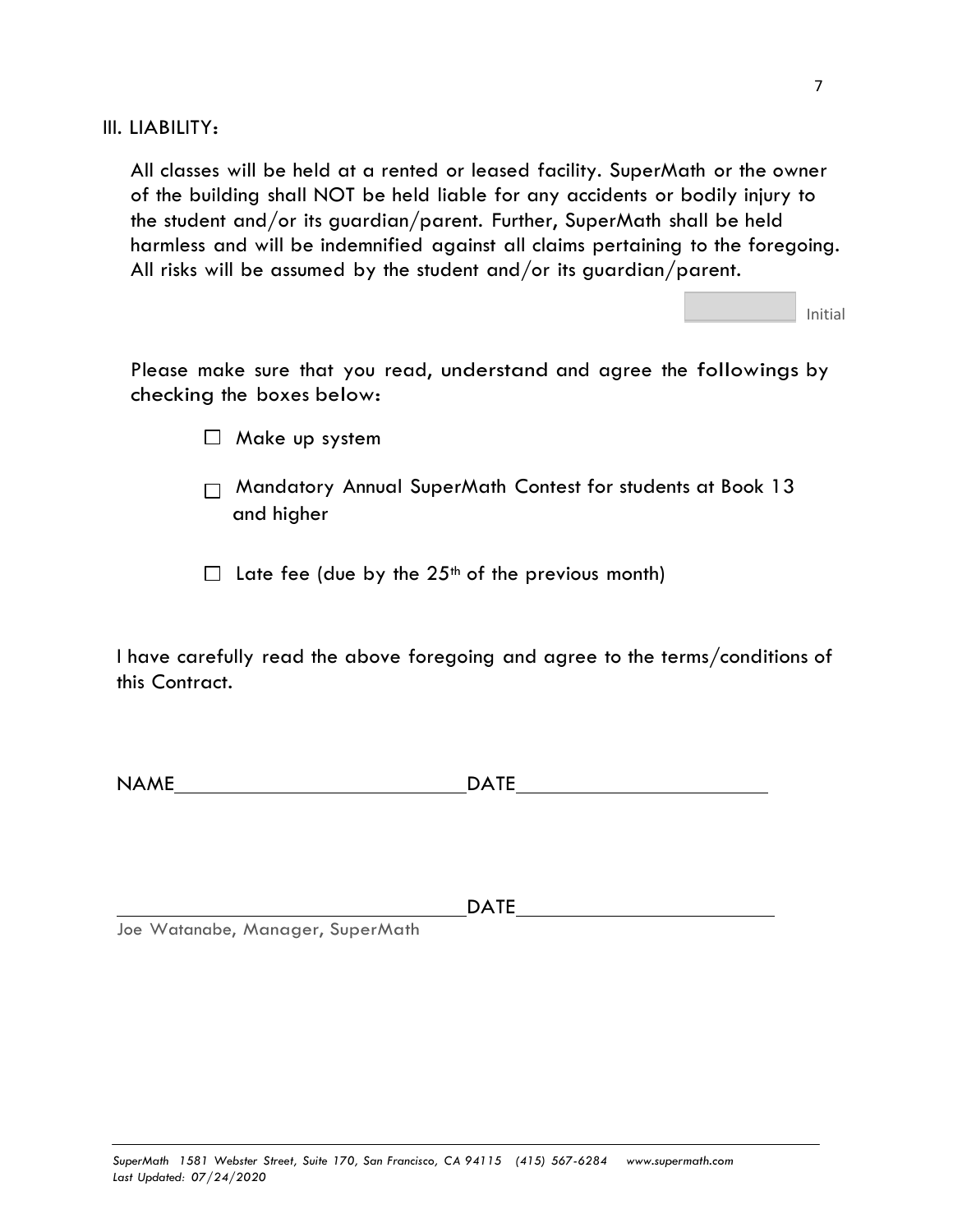## III. LIABILITY:

All classes will be held at a rented or leased facility. SuperMath or the owner of the building shall NOT be held liable for any accidents or bodily injury to the student and/or its guardian/parent. Further, SuperMath shall be held harmless and will be indemnified against all claims pertaining to the foregoing. All risks will be assumed by the student and/or its guardian/parent.

\_\_\_\_\_\_\_\_ Initial

Please make sure that you read, understand and agree the followings by checking the boxes below:

- ☐ Make up system
- ☐ Mandatory Annual SuperMath Contest for students at Book 13 and higher
- ☐ Late fee (due by the 25th of the previous month)

I have carefully read the above foregoing and agree to the terms/conditions of this Contract.

NAME\_\_\_\_\_\_\_\_\_\_\_\_\_\_\_\_\_\_\_\_\_\_\_\_\_\_ DATE\_\_\_\_\_\_\_\_\_\_\_\_\_\_\_\_\_\_\_\_\_\_

\_\_\_\_\_\_\_\_\_\_\_\_\_\_\_\_\_\_\_\_\_\_\_\_\_\_\_\_\_\_\_\_ DATE\_\_\_\_\_\_\_\_\_\_\_\_\_\_\_\_\_\_\_\_\_\_

Joe Watanabe, Manager, SuperMath

*SuperMath 1581 Webster Street, Suite 170, San Francisco, CA 94115 (415) 567-6284 www.supermath.com*
*Last Updated: 07/24/2020*